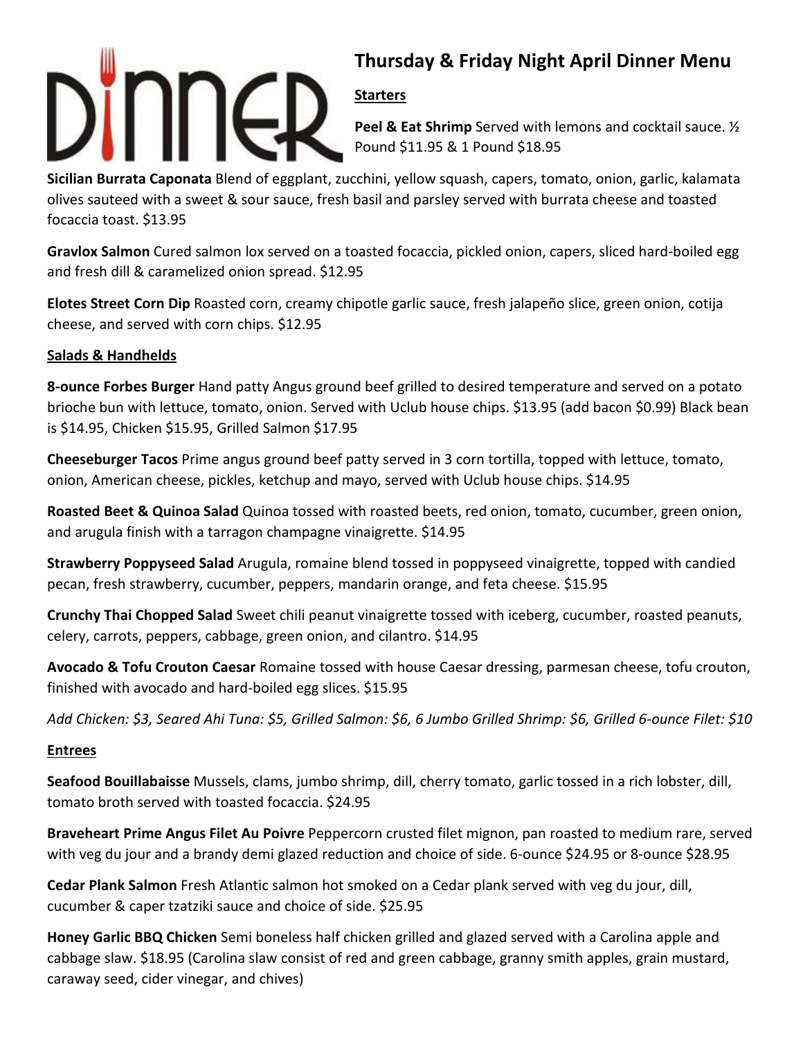# DINNER

## Thursday & Friday Night April Dinner Menu

### Starters

**Peel & Eat Shrimp** Served with lemons and cocktail sauce. ½ Pound $11.95 & 1 Pound $18.95

**Sicilian Burrata Caponata** Blend of eggplant, zucchini, yellow squash, capers, tomato, onion, garlic, kalamata olives sauteed with a sweet & sour sauce, fresh basil and parsley served with burrata cheese and toasted focaccia toast. $13.95

**Gravlox Salmon** Cured salmon lox served on a toasted focaccia, pickled onion, capers, sliced hard-boiled egg and fresh dill & caramelized onion spread. $12.95

**Elotes Street Corn Dip** Roasted corn, creamy chipotle garlic sauce, fresh jalapeño slice, green onion, cotija cheese, and served with corn chips. $12.95

### Salads & Handhelds

**8-ounce Forbes Burger** Hand patty Angus ground beef grilled to desired temperature and served on a potato brioche bun with lettuce, tomato, onion. Served with Uclub house chips. $13.95 (add bacon $0.99) Black bean is $14.95, Chicken $15.95, Grilled Salmon $17.95

**Cheeseburger Tacos** Prime angus ground beef patty served in 3 corn tortilla, topped with lettuce, tomato, onion, American cheese, pickles, ketchup and mayo, served with Uclub house chips. $14.95

**Roasted Beet & Quinoa Salad** Quinoa tossed with roasted beets, red onion, tomato, cucumber, green onion, and arugula finish with a tarragon champagne vinaigrette. $14.95

**Strawberry Poppyseed Salad** Arugula, romaine blend tossed in poppyseed vinaigrette, topped with candied pecan, fresh strawberry, cucumber, peppers, mandarin orange, and feta cheese. $15.95

**Crunchy Thai Chopped Salad** Sweet chili peanut vinaigrette tossed with iceberg, cucumber, roasted peanuts, celery, carrots, peppers, cabbage, green onion, and cilantro. $14.95

**Avocado & Tofu Crouton Caesar** Romaine tossed with house Caesar dressing, parmesan cheese, tofu crouton, finished with avocado and hard-boiled egg slices. $15.95

*Add Chicken: $3, Seared Ahi Tuna: $5, Grilled Salmon: $6, 6 Jumbo Grilled Shrimp: $6, Grilled 6-ounce Filet: $10*

### Entrees

**Seafood Bouillabaisse** Mussels, clams, jumbo shrimp, dill, cherry tomato, garlic tossed in a rich lobster, dill, tomato broth served with toasted focaccia. $24.95

**Braveheart Prime Angus Filet Au Poivre** Peppercorn crusted filet mignon, pan roasted to medium rare, served with veg du jour and a brandy demi glazed reduction and choice of side. 6-ounce $24.95 or 8-ounce $28.95

**Cedar Plank Salmon** Fresh Atlantic salmon hot smoked on a Cedar plank served with veg du jour, dill, cucumber & caper tzatziki sauce and choice of side. $25.95

**Honey Garlic BBQ Chicken** Semi boneless half chicken grilled and glazed served with a Carolina apple and cabbage slaw. $18.95 (Carolina slaw consist of red and green cabbage, granny smith apples, grain mustard, caraway seed, cider vinegar, and chives)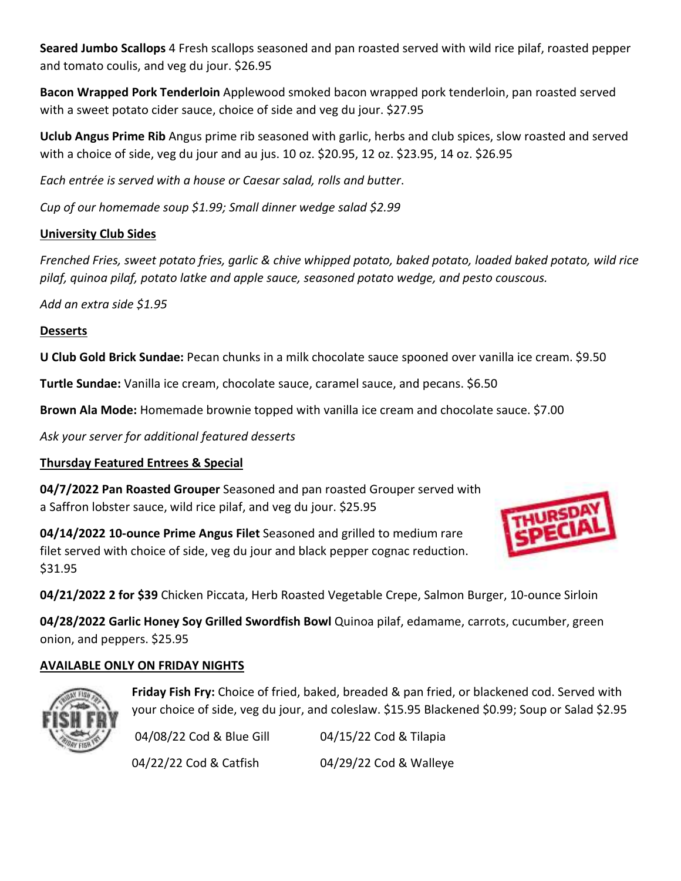**Seared Jumbo Scallops** 4 Fresh scallops seasoned and pan roasted served with wild rice pilaf, roasted pepper and tomato coulis, and veg du jour. $26.95

**Bacon Wrapped Pork Tenderloin** Applewood smoked bacon wrapped pork tenderloin, pan roasted served with a sweet potato cider sauce, choice of side and veg du jour. $27.95

**Uclub Angus Prime Rib** Angus prime rib seasoned with garlic, herbs and club spices, slow roasted and served with a choice of side, veg du jour and au jus. 10 oz. $20.95, 12 oz. $23.95, 14 oz. $26.95

*Each entrée is served with a house or Caesar salad, rolls and butter*.

*Cup of our homemade soup $1.99; Small dinner wedge salad $2.99*

## University Club Sides

*Frenched Fries, sweet potato fries, garlic & chive whipped potato, baked potato, loaded baked potato, wild rice pilaf, quinoa pilaf, potato latke and apple sauce, seasoned potato wedge, and pesto couscous.*

*Add an extra side $1.95*

## Desserts

**U Club Gold Brick Sundae:** Pecan chunks in a milk chocolate sauce spooned over vanilla ice cream. $9.50

**Turtle Sundae:** Vanilla ice cream, chocolate sauce, caramel sauce, and pecans. $6.50

**Brown Ala Mode:** Homemade brownie topped with vanilla ice cream and chocolate sauce. $7.00

*Ask your server for additional featured desserts*

## Thursday Featured Entrees & Special

THURSDAY SPECIAL

**04/7/2022 Pan Roasted Grouper** Seasoned and pan roasted Grouper served with a Saffron lobster sauce, wild rice pilaf, and veg du jour. $25.95

**04/14/2022 10-ounce Prime Angus Filet** Seasoned and grilled to medium rare filet served with choice of side, veg du jour and black pepper cognac reduction. $31.95

**04/21/2022 2 for $39** Chicken Piccata, Herb Roasted Vegetable Crepe, Salmon Burger, 10-ounce Sirloin

**04/28/2022 Garlic Honey Soy Grilled Swordfish Bowl** Quinoa pilaf, edamame, carrots, cucumber, green onion, and peppers. $25.95

## AVAILABLE ONLY ON FRIDAY NIGHTS

**Friday Fish Fry:** Choice of fried, baked, breaded & pan fried, or blackened cod. Served with your choice of side, veg du jour, and coleslaw. $15.95 Blackened $0.99; Soup or Salad $2.95

| | |
|---|---|
| 04/08/22 Cod & Blue Gill | 04/15/22 Cod & Tilapia |
| 04/22/22 Cod & Catfish | 04/29/22 Cod & Walleye |